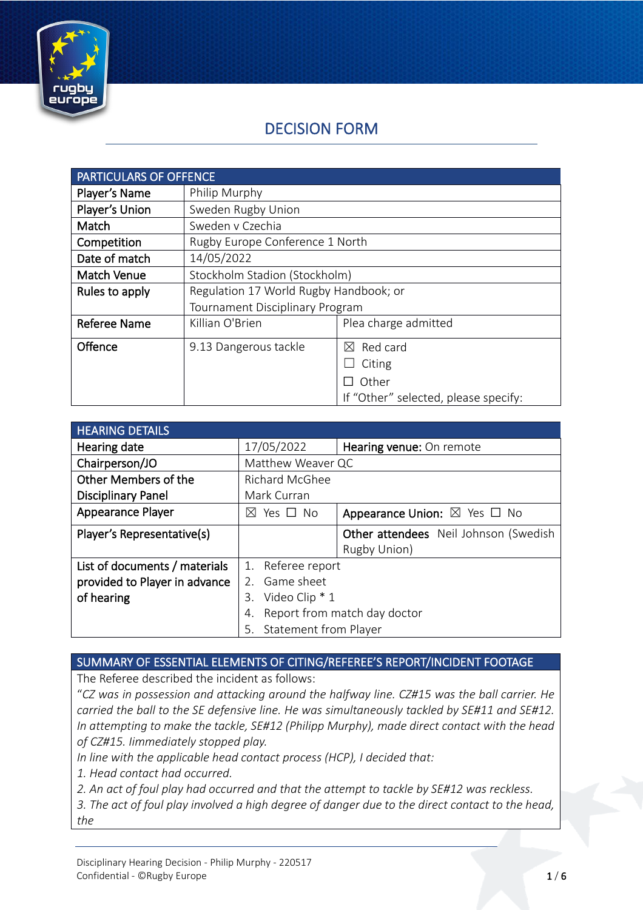# DECISION FORM

| PARTICULARS OF OFFENCE | | |
|---|---|---|
| Player's Name | Philip Murphy | |
| Player's Union | Sweden Rugby Union | |
| Match | Sweden v Czechia | |
| Competition | Rugby Europe Conference 1 North | |
| Date of match | 14/05/2022 | |
| Match Venue | Stockholm Stadion (Stockholm) | |
| Rules to apply | Regulation 17 World Rugby Handbook; or Tournament Disciplinary Program | |
| Referee Name | Killian O'Brien | Plea charge admitted |
| Offence | 9.13 Dangerous tackle | ☒ Red card<br>☐ Citing<br>☐ Other<br>If "Other" selected, please specify: |

| HEARING DETAILS | | |
|---|---|---|
| Hearing date | 17/05/2022 | **Hearing venue:** On remote |
| Chairperson/JO | Matthew Weaver QC | |
| Other Members of the Disciplinary Panel | Richard McGhee<br>Mark Curran | |
| Appearance Player | ☒ Yes ☐ No | Appearance Union: ☒ Yes ☐ No |
| Player's Representative(s) | | Other attendees Neil Johnson (Swedish Rugby Union) |
| List of documents / materials provided to Player in advance of hearing | 1. Referee report<br>2. Game sheet<br>3. Video Clip * 1<br>4. Report from match day doctor<br>5. Statement from Player | |

## SUMMARY OF ESSENTIAL ELEMENTS OF CITING/REFEREE'S REPORT/INCIDENT FOOTAGE

The Referee described the incident as follows:

"*CZ was in possession and attacking around the halfway line. CZ#15 was the ball carrier. He carried the ball to the SE defensive line. He was simultaneously tackled by SE#11 and SE#12. In attempting to make the tackle, SE#12 (Philipp Murphy), made direct contact with the head of CZ#15. Iimmediately stopped play.*

*In line with the applicable head contact process (HCP), I decided that:*

*1. Head contact had occurred.*

*2. An act of foul play had occurred and that the attempt to tackle by SE#12 was reckless.*

*3. The act of foul play involved a high degree of danger due to the direct contact to the head, the*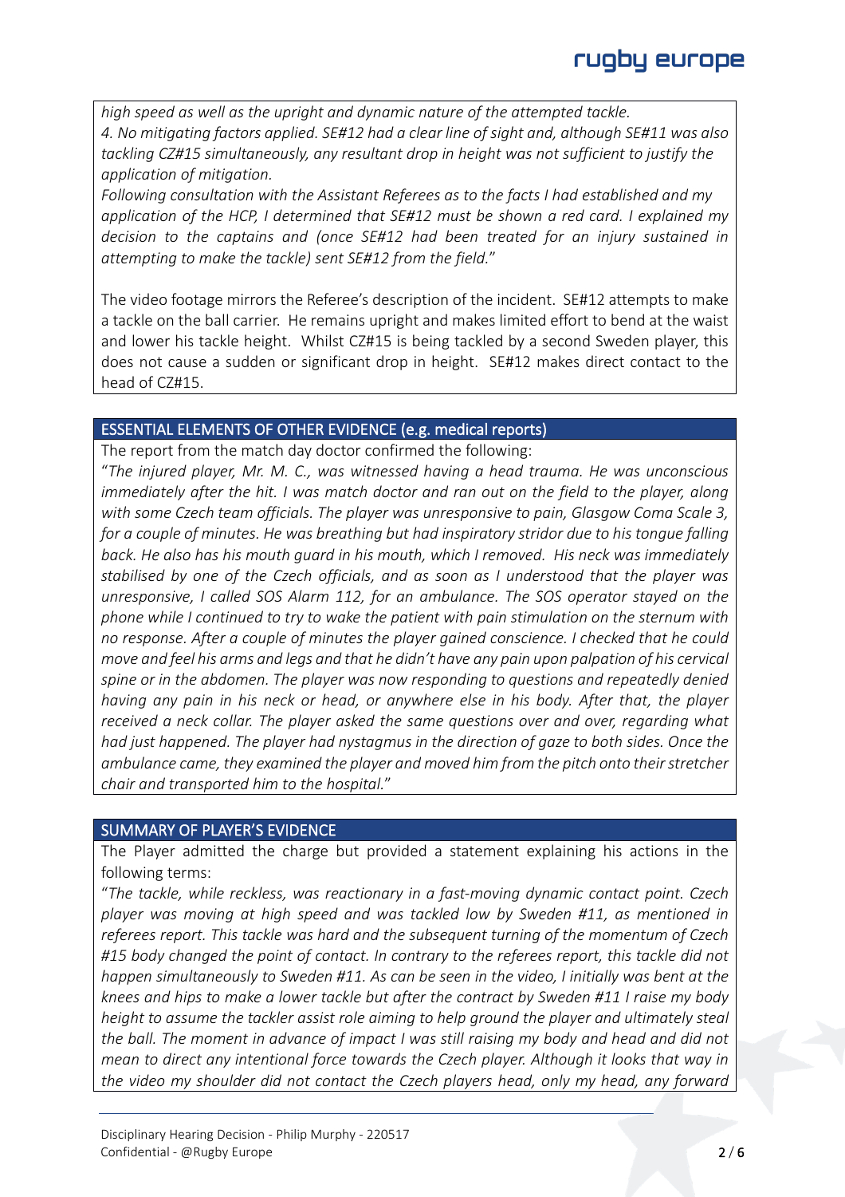*high speed as well as the upright and dynamic nature of the attempted tackle.*
*4. No mitigating factors applied. SE#12 had a clear line of sight and, although SE#11 was also tackling CZ#15 simultaneously, any resultant drop in height was not sufficient to justify the application of mitigation.*
*Following consultation with the Assistant Referees as to the facts I had established and my application of the HCP, I determined that SE#12 must be shown a red card. I explained my decision to the captains and (once SE#12 had been treated for an injury sustained in attempting to make the tackle) sent SE#12 from the field."*

The video footage mirrors the Referee's description of the incident. SE#12 attempts to make a tackle on the ball carrier. He remains upright and makes limited effort to bend at the waist and lower his tackle height. Whilst CZ#15 is being tackled by a second Sweden player, this does not cause a sudden or significant drop in height. SE#12 makes direct contact to the head of CZ#15.

## ESSENTIAL ELEMENTS OF OTHER EVIDENCE (e.g. medical reports)

The report from the match day doctor confirmed the following:
"*The injured player, Mr. M. C., was witnessed having a head trauma. He was unconscious immediately after the hit. I was match doctor and ran out on the field to the player, along with some Czech team officials. The player was unresponsive to pain, Glasgow Coma Scale 3, for a couple of minutes. He was breathing but had inspiratory stridor due to his tongue falling back. He also has his mouth guard in his mouth, which I removed. His neck was immediately stabilised by one of the Czech officials, and as soon as I understood that the player was unresponsive, I called SOS Alarm 112, for an ambulance. The SOS operator stayed on the phone while I continued to try to wake the patient with pain stimulation on the sternum with no response. After a couple of minutes the player gained conscience. I checked that he could move and feel his arms and legs and that he didn't have any pain upon palpation of his cervical spine or in the abdomen. The player was now responding to questions and repeatedly denied having any pain in his neck or head, or anywhere else in his body. After that, the player received a neck collar. The player asked the same questions over and over, regarding what had just happened. The player had nystagmus in the direction of gaze to both sides. Once the ambulance came, they examined the player and moved him from the pitch onto their stretcher chair and transported him to the hospital.*"

## SUMMARY OF PLAYER'S EVIDENCE

The Player admitted the charge but provided a statement explaining his actions in the following terms:
"*The tackle, while reckless, was reactionary in a fast-moving dynamic contact point. Czech player was moving at high speed and was tackled low by Sweden #11, as mentioned in referees report. This tackle was hard and the subsequent turning of the momentum of Czech #15 body changed the point of contact. In contrary to the referees report, this tackle did not happen simultaneously to Sweden #11. As can be seen in the video, I initially was bent at the knees and hips to make a lower tackle but after the contract by Sweden #11 I raise my body height to assume the tackler assist role aiming to help ground the player and ultimately steal the ball. The moment in advance of impact I was still raising my body and head and did not mean to direct any intentional force towards the Czech player. Although it looks that way in the video my shoulder did not contact the Czech players head, only my head, any forward*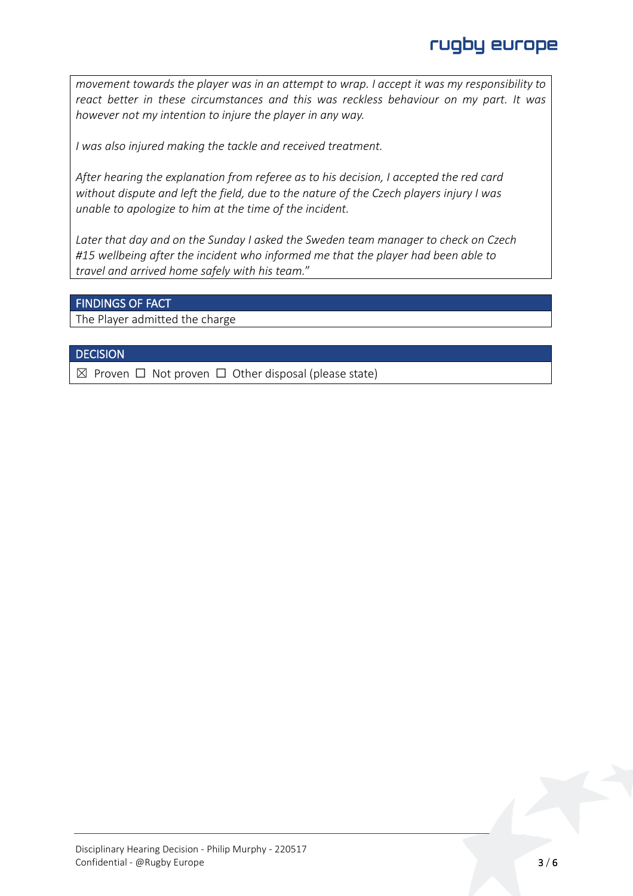*movement towards the player was in an attempt to wrap. I accept it was my responsibility to react better in these circumstances and this was reckless behaviour on my part. It was however not my intention to injure the player in any way.*

*I was also injured making the tackle and received treatment.*

*After hearing the explanation from referee as to his decision, I accepted the red card without dispute and left the field, due to the nature of the Czech players injury I was unable to apologize to him at the time of the incident.*

*Later that day and on the Sunday I asked the Sweden team manager to check on Czech #15 wellbeing after the incident who informed me that the player had been able to travel and arrived home safely with his team."*

## FINDINGS OF FACT

The Player admitted the charge

## DECISION

☒ Proven ☐ Not proven ☐ Other disposal (please state)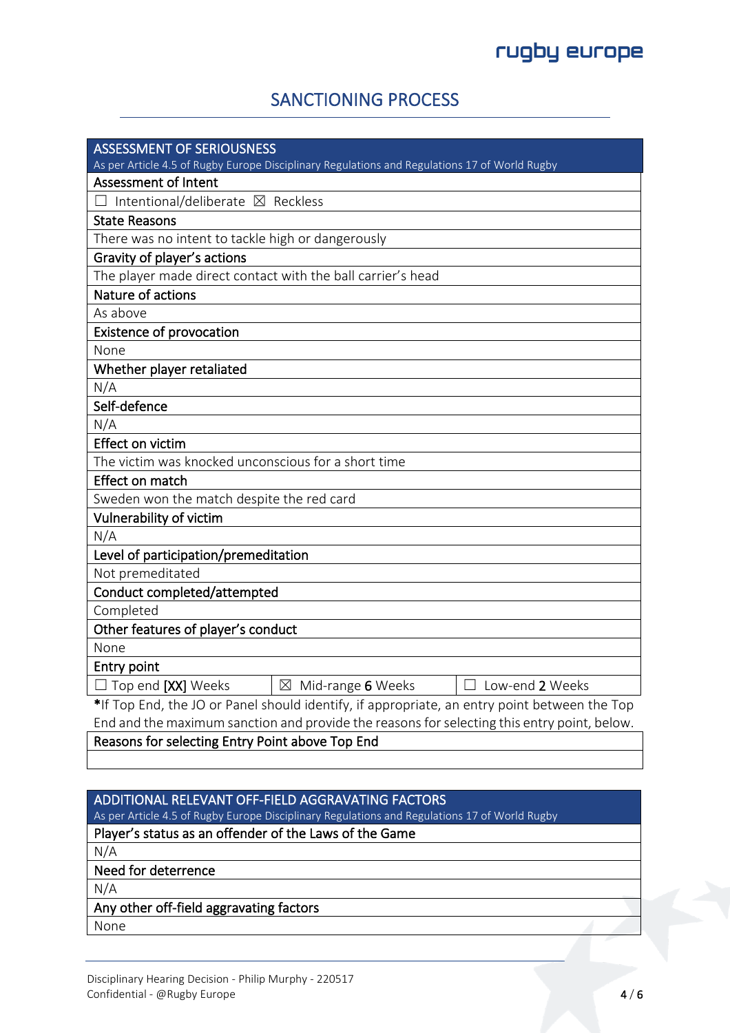## SANCTIONING PROCESS

| ASSESSMENT OF SERIOUSNESS<br>As per Article 4.5 of Rugby Europe Disciplinary Regulations and Regulations 17 of World Rugby | | |
|---|---|---|
| **Assessment of Intent** | | |
| ☐ Intentional/deliberate ☒ Reckless | | |
| **State Reasons** | | |
| There was no intent to tackle high or dangerously | | |
| **Gravity of player's actions** | | |
| The player made direct contact with the ball carrier's head | | |
| **Nature of actions** | | |
| As above | | |
| **Existence of provocation** | | |
| None | | |
| **Whether player retaliated** | | |
| N/A | | |
| **Self-defence** | | |
| N/A | | |
| **Effect on victim** | | |
| The victim was knocked unconscious for a short time | | |
| **Effect on match** | | |
| Sweden won the match despite the red card | | |
| **Vulnerability of victim** | | |
| N/A | | |
| **Level of participation/premeditation** | | |
| Not premeditated | | |
| **Conduct completed/attempted** | | |
| Completed | | |
| **Other features of player's conduct** | | |
| None | | |
| **Entry point** | | |
| ☐ Top end [XX] Weeks | ☒ Mid-range 6 Weeks | ☐ Low-end 2 Weeks |

*If Top End, the JO or Panel should identify, if appropriate, an entry point between the Top End and the maximum sanction and provide the reasons for selecting this entry point, below.

| Reasons for selecting Entry Point above Top End |
|---|
| |

| ADDITIONAL RELEVANT OFF-FIELD AGGRAVATING FACTORS<br>As per Article 4.5 of Rugby Europe Disciplinary Regulations and Regulations 17 of World Rugby |
|---|
| **Player's status as an offender of the Laws of the Game** |
| N/A |
| **Need for deterrence** |
| N/A |
| **Any other off-field aggravating factors** |
| None |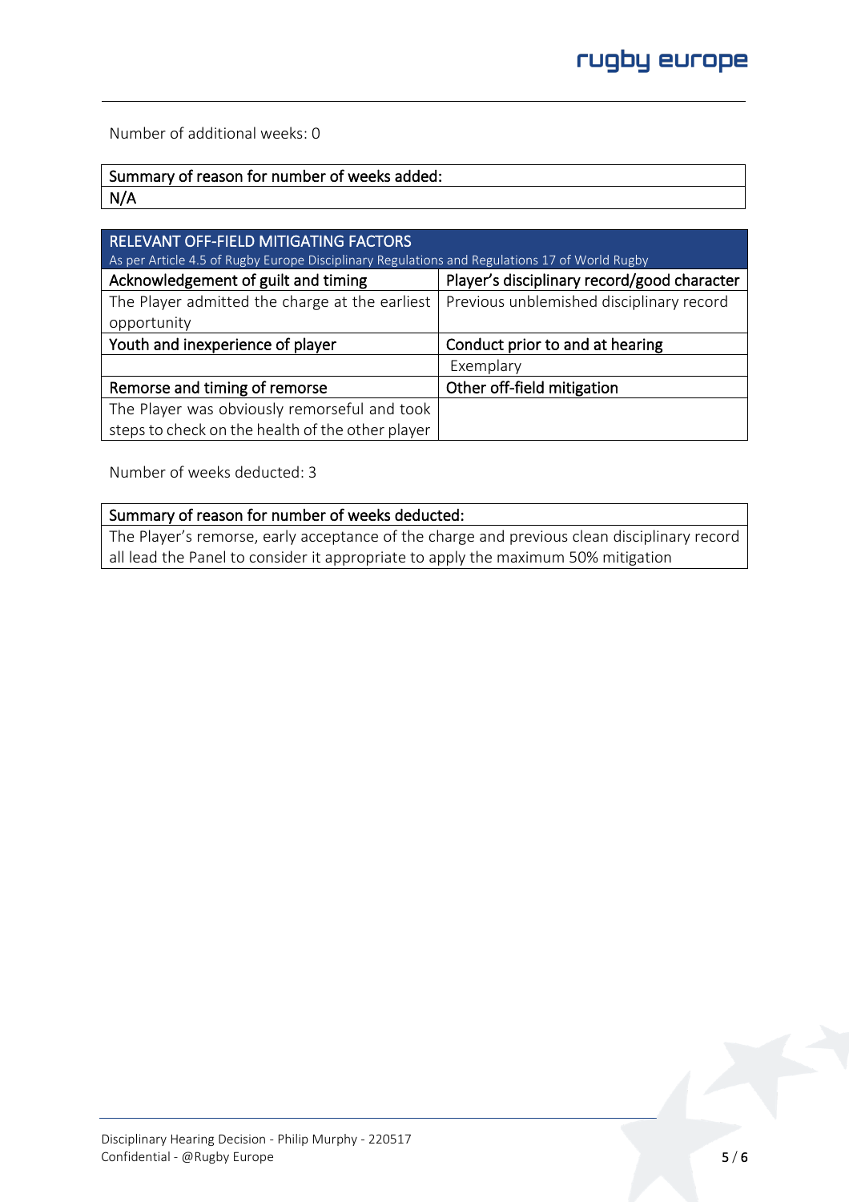Number of additional weeks: 0

| Summary of reason for number of weeks added: |
| --- |
| N/A |

| RELEVANT OFF-FIELD MITIGATING FACTORS<br>As per Article 4.5 of Rugby Europe Disciplinary Regulations and Regulations 17 of World Rugby | |
| --- | --- |
| **Acknowledgement of guilt and timing** | **Player's disciplinary record/good character** |
| The Player admitted the charge at the earliest opportunity | Previous unblemished disciplinary record |
| **Youth and inexperience of player** | **Conduct prior to and at hearing** |
| | Exemplary |
| **Remorse and timing of remorse** | **Other off-field mitigation** |
| The Player was obviously remorseful and took steps to check on the health of the other player | |

Number of weeks deducted: 3

| Summary of reason for number of weeks deducted: |
| --- |
| The Player's remorse, early acceptance of the charge and previous clean disciplinary record all lead the Panel to consider it appropriate to apply the maximum 50% mitigation |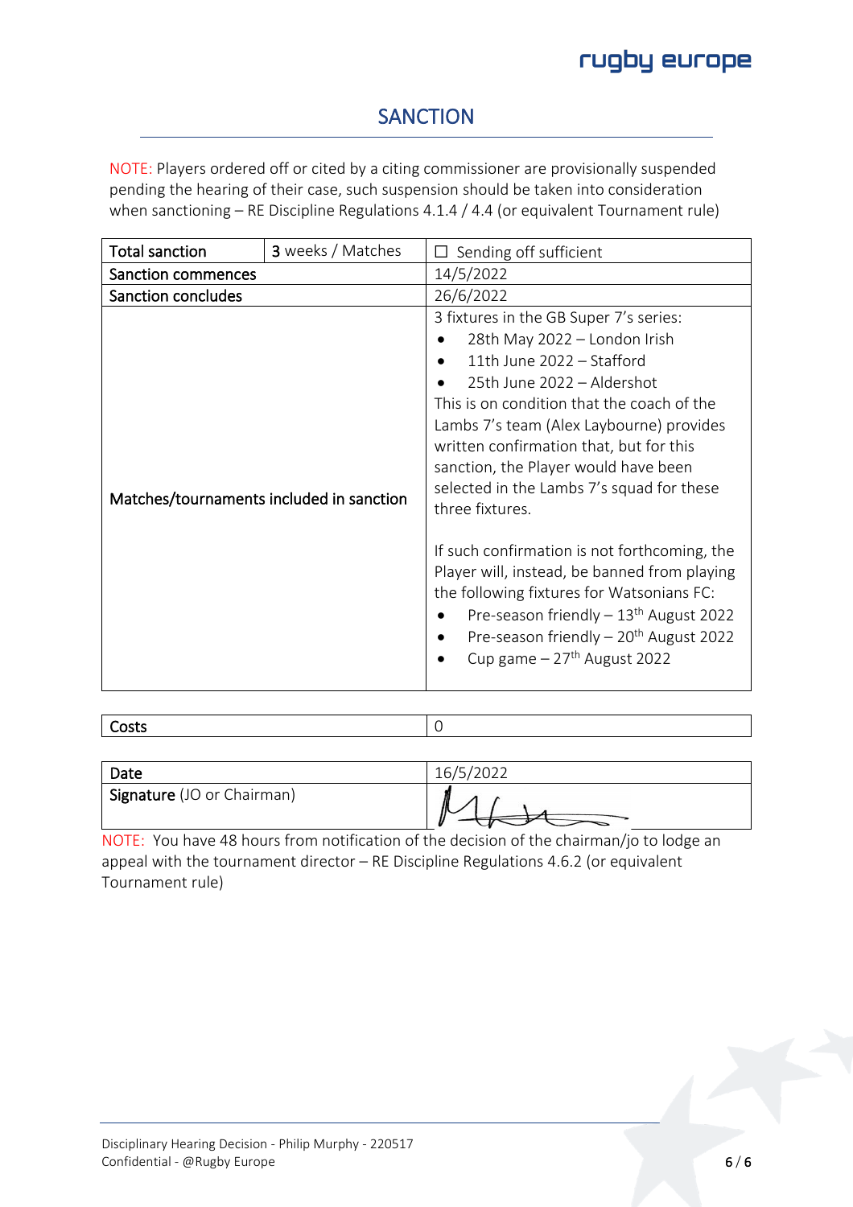## SANCTION

NOTE: Players ordered off or cited by a citing commissioner are provisionally suspended pending the hearing of their case, such suspension should be taken into consideration when sanctioning – RE Discipline Regulations 4.1.4 / 4.4 (or equivalent Tournament rule)

| | | |
|---|---|---|
| **Total sanction** | 3 weeks / Matches | ☐ Sending off sufficient |
| **Sanction commences** | | 14/5/2022 |
| **Sanction concludes** | | 26/6/2022 |
| **Matches/tournaments included in sanction** | | 3 fixtures in the GB Super 7's series:<br>• 28th May 2022 – London Irish<br>• 11th June 2022 – Stafford<br>• 25th June 2022 – Aldershot<br>This is on condition that the coach of the Lambs 7's team (Alex Laybourne) provides written confirmation that, but for this sanction, the Player would have been selected in the Lambs 7's squad for these three fixtures.<br><br>If such confirmation is not forthcoming, the Player will, instead, be banned from playing the following fixtures for Watsonians FC:<br>• Pre-season friendly – 13th August 2022<br>• Pre-season friendly – 20th August 2022<br>• Cup game – 27th August 2022 |

| | |
|---|---|
| **Costs** | 0 |

| | |
|---|---|
| **Date** | 16/5/2022 |
| **Signature** (JO or Chairman) | [signature] |

NOTE: You have 48 hours from notification of the decision of the chairman/jo to lodge an appeal with the tournament director – RE Discipline Regulations 4.6.2 (or equivalent Tournament rule)

Disciplinary Hearing Decision - Philip Murphy - 220517
Confidential - @Rugby Europe